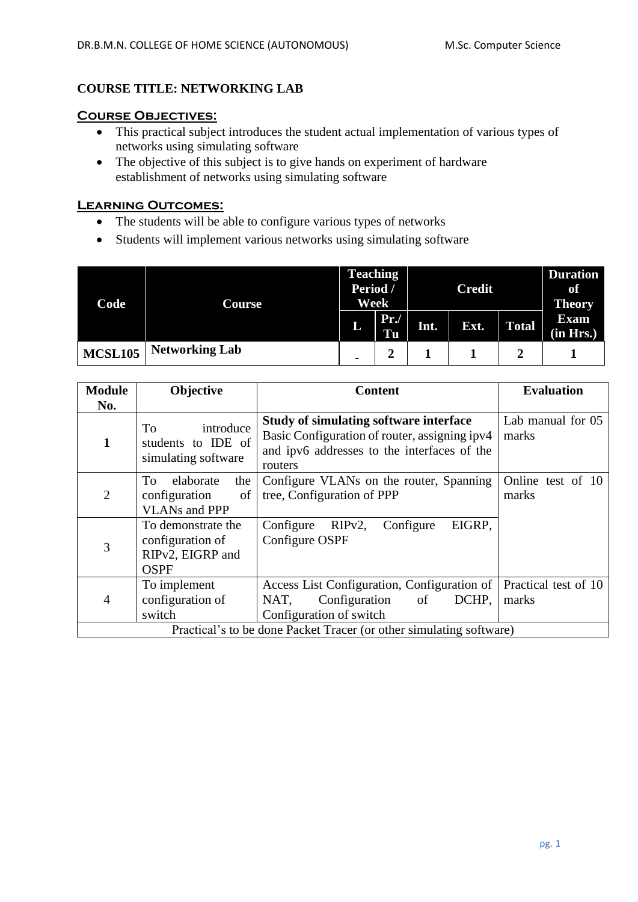**COURSE TITLE: NETWORKING LAB**

**Course Objectives:**

- This practical subject introduces the student actual implementation of various types of networks using simulating software
- The objective of this subject is to give hands on experiment of hardware establishment of networks using simulating software

**Learning Outcomes:**

- The students will be able to configure various types of networks
- Students will implement various networks using simulating software

| Code | Course | Teaching Period / Week | | Credit | | | Duration of Theory Exam (in Hrs.) |
|---|---|---|---|---|---|---|---|
| | | L | Pr./ Tu | Int. | Ext. | Total | |
| MCSL105 | Networking Lab | - | 2 | 1 | 1 | 2 | 1 |

| Module No. | Objective | Content | Evaluation |
|---|---|---|---|
| 1 | To introduce students to IDE of simulating software | **Study of simulating software interface** Basic Configuration of router, assigning ipv4 and ipv6 addresses to the interfaces of the routers | Lab manual for 05 marks |
| 2 | To elaborate the configuration of VLANs and PPP | Configure VLANs on the router, Spanning tree, Configuration of PPP | Online test of 10 marks |
| 3 | To demonstrate the configuration of RIPv2, EIGRP and OSPF | Configure RIPv2, Configure EIGRP, Configure OSPF | |
| 4 | To implement configuration of switch | Access List Configuration, Configuration of NAT, Configuration of DCHP, Configuration of switch | Practical test of 10 marks |
| Practical's to be done Packet Tracer (or other simulating software) | | | |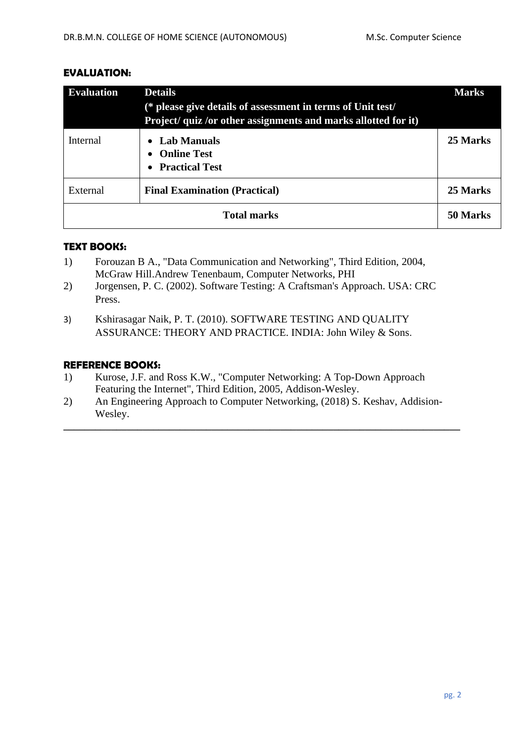## EVALUATION:

| Evaluation | Details<br>(* please give details of assessment in terms of Unit test/ Project/ quiz /or other assignments and marks allotted for it) | Marks |
|---|---|---|
| Internal | • **Lab Manuals**<br>• **Online Test**<br>• **Practical Test** | **25 Marks** |
| External | **Final Examination (Practical)** | **25 Marks** |
| **Total marks** | | **50 Marks** |

## TEXT BOOKS:

1) Forouzan B A., "Data Communication and Networking", Third Edition, 2004, McGraw Hill.Andrew Tenenbaum, Computer Networks, PHI
2) Jorgensen, P. C. (2002). Software Testing: A Craftsman's Approach. USA: CRC Press.
3) Kshirasagar Naik, P. T. (2010). SOFTWARE TESTING AND QUALITY ASSURANCE: THEORY AND PRACTICE. INDIA: John Wiley & Sons.

## REFERENCE BOOKS:

1) Kurose, J.F. and Ross K.W., "Computer Networking: A Top-Down Approach Featuring the Internet", Third Edition, 2005, Addison-Wesley.
2) An Engineering Approach to Computer Networking, (2018) S. Keshav, Addision-Wesley.